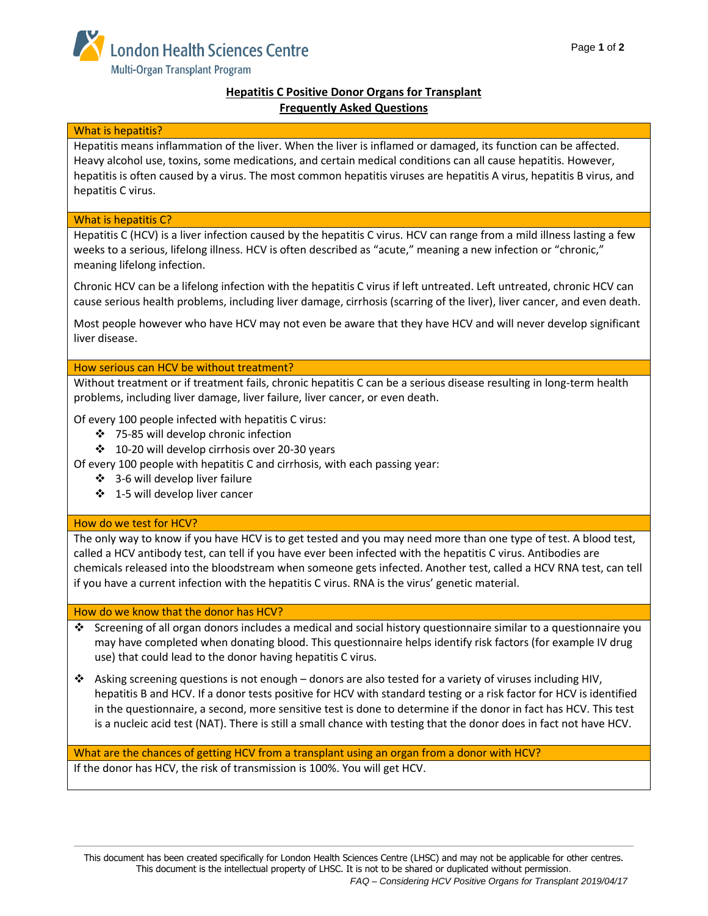London Health Sciences Centre

Multi-Organ Transplant Program

# Hepatitis C Positive Donor Organs for Transplant
## Frequently Asked Questions

### What is hepatitis?

Hepatitis means inflammation of the liver. When the liver is inflamed or damaged, its function can be affected. Heavy alcohol use, toxins, some medications, and certain medical conditions can all cause hepatitis. However, hepatitis is often caused by a virus. The most common hepatitis viruses are hepatitis A virus, hepatitis B virus, and hepatitis C virus.

### What is hepatitis C?

Hepatitis C (HCV) is a liver infection caused by the hepatitis C virus. HCV can range from a mild illness lasting a few weeks to a serious, lifelong illness. HCV is often described as "acute," meaning a new infection or "chronic," meaning lifelong infection.

Chronic HCV can be a lifelong infection with the hepatitis C virus if left untreated. Left untreated, chronic HCV can cause serious health problems, including liver damage, cirrhosis (scarring of the liver), liver cancer, and even death.

Most people however who have HCV may not even be aware that they have HCV and will never develop significant liver disease.

### How serious can HCV be without treatment?

Without treatment or if treatment fails, chronic hepatitis C can be a serious disease resulting in long-term health problems, including liver damage, liver failure, liver cancer, or even death.

Of every 100 people infected with hepatitis C virus:

- 75-85 will develop chronic infection
- 10-20 will develop cirrhosis over 20-30 years

Of every 100 people with hepatitis C and cirrhosis, with each passing year:

- 3-6 will develop liver failure
- 1-5 will develop liver cancer

### How do we test for HCV?

The only way to know if you have HCV is to get tested and you may need more than one type of test. A blood test, called a HCV antibody test, can tell if you have ever been infected with the hepatitis C virus. Antibodies are chemicals released into the bloodstream when someone gets infected. Another test, called a HCV RNA test, can tell if you have a current infection with the hepatitis C virus. RNA is the virus' genetic material.

### How do we know that the donor has HCV?

- Screening of all organ donors includes a medical and social history questionnaire similar to a questionnaire you may have completed when donating blood. This questionnaire helps identify risk factors (for example IV drug use) that could lead to the donor having hepatitis C virus.
- Asking screening questions is not enough – donors are also tested for a variety of viruses including HIV, hepatitis B and HCV. If a donor tests positive for HCV with standard testing or a risk factor for HCV is identified in the questionnaire, a second, more sensitive test is done to determine if the donor in fact has HCV. This test is a nucleic acid test (NAT). There is still a small chance with testing that the donor does in fact not have HCV.

### What are the chances of getting HCV from a transplant using an organ from a donor with HCV?

If the donor has HCV, the risk of transmission is 100%. You will get HCV.

This document has been created specifically for London Health Sciences Centre (LHSC) and may not be applicable for other centres. This document is the intellectual property of LHSC. It is not to be shared or duplicated without permission.

*FAQ – Considering HCV Positive Organs for Transplant 2019/04/17*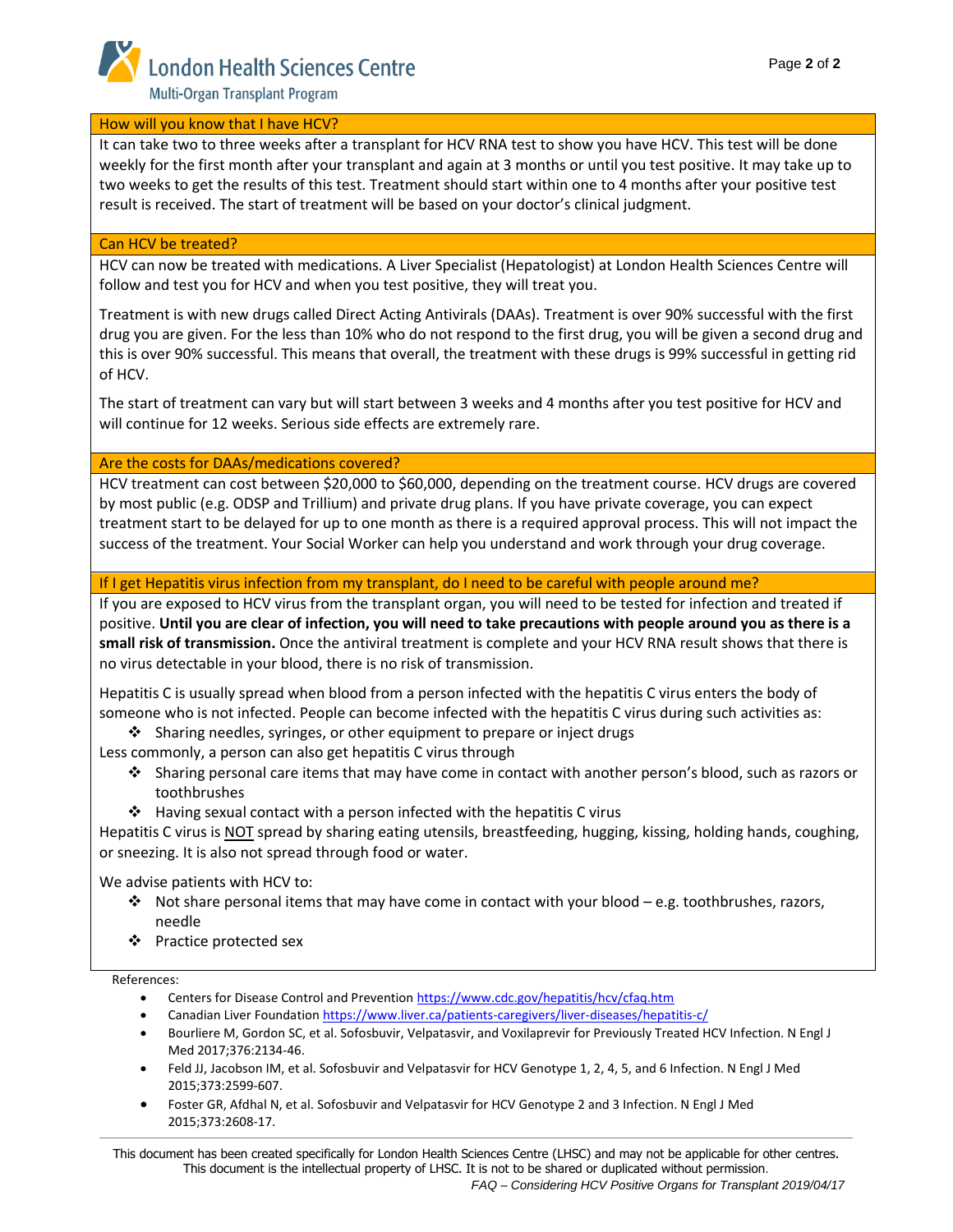## How will you know that I have HCV?

It can take two to three weeks after a transplant for HCV RNA test to show you have HCV. This test will be done weekly for the first month after your transplant and again at 3 months or until you test positive. It may take up to two weeks to get the results of this test. Treatment should start within one to 4 months after your positive test result is received. The start of treatment will be based on your doctor's clinical judgment.

## Can HCV be treated?

HCV can now be treated with medications. A Liver Specialist (Hepatologist) at London Health Sciences Centre will follow and test you for HCV and when you test positive, they will treat you.

Treatment is with new drugs called Direct Acting Antivirals (DAAs). Treatment is over 90% successful with the first drug you are given. For the less than 10% who do not respond to the first drug, you will be given a second drug and this is over 90% successful. This means that overall, the treatment with these drugs is 99% successful in getting rid of HCV.

The start of treatment can vary but will start between 3 weeks and 4 months after you test positive for HCV and will continue for 12 weeks. Serious side effects are extremely rare.

## Are the costs for DAAs/medications covered?

HCV treatment can cost between $20,000 to $60,000, depending on the treatment course. HCV drugs are covered by most public (e.g. ODSP and Trillium) and private drug plans. If you have private coverage, you can expect treatment start to be delayed for up to one month as there is a required approval process. This will not impact the success of the treatment. Your Social Worker can help you understand and work through your drug coverage.

## If I get Hepatitis virus infection from my transplant, do I need to be careful with people around me?

If you are exposed to HCV virus from the transplant organ, you will need to be tested for infection and treated if positive. **Until you are clear of infection, you will need to take precautions with people around you as there is a small risk of transmission.** Once the antiviral treatment is complete and your HCV RNA result shows that there is no virus detectable in your blood, there is no risk of transmission.

Hepatitis C is usually spread when blood from a person infected with the hepatitis C virus enters the body of someone who is not infected. People can become infected with the hepatitis C virus during such activities as:

- Sharing needles, syringes, or other equipment to prepare or inject drugs

Less commonly, a person can also get hepatitis C virus through

- Sharing personal care items that may have come in contact with another person's blood, such as razors or toothbrushes
- Having sexual contact with a person infected with the hepatitis C virus

Hepatitis C virus is <u>NOT</u> spread by sharing eating utensils, breastfeeding, hugging, kissing, holding hands, coughing, or sneezing. It is also not spread through food or water.

We advise patients with HCV to:

- Not share personal items that may have come in contact with your blood – e.g. toothbrushes, razors, needle
- Practice protected sex

References:

- Centers for Disease Control and Prevention https://www.cdc.gov/hepatitis/hcv/cfaq.htm
- Canadian Liver Foundation https://www.liver.ca/patients-caregivers/liver-diseases/hepatitis-c/
- Bourliere M, Gordon SC, et al. Sofosbuvir, Velpatasvir, and Voxilaprevir for Previously Treated HCV Infection. N Engl J Med 2017;376:2134-46.
- Feld JJ, Jacobson IM, et al. Sofosbuvir and Velpatasvir for HCV Genotype 1, 2, 4, 5, and 6 Infection. N Engl J Med 2015;373:2599-607.
- Foster GR, Afdhal N, et al. Sofosbuvir and Velpatasvir for HCV Genotype 2 and 3 Infection. N Engl J Med 2015;373:2608-17.

This document has been created specifically for London Health Sciences Centre (LHSC) and may not be applicable for other centres. This document is the intellectual property of LHSC. It is not to be shared or duplicated without permission.

*FAQ – Considering HCV Positive Organs for Transplant 2019/04/17*